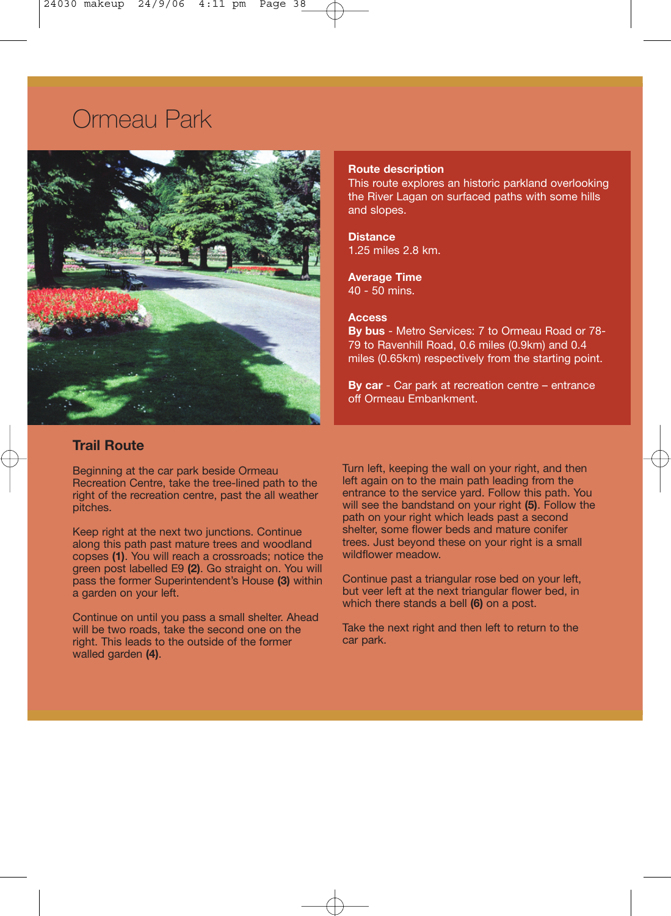# Ormeau Park

**Route description**
This route explores an historic parkland overlooking the River Lagan on surfaced paths with some hills and slopes.

**Distance**
1.25 miles 2.8 km.

**Average Time**
40 - 50 mins.

**Access**
**By bus** - Metro Services: 7 to Ormeau Road or 78-79 to Ravenhill Road, 0.6 miles (0.9km) and 0.4 miles (0.65km) respectively from the starting point.

**By car** - Car park at recreation centre – entrance off Ormeau Embankment.

## Trail Route

Beginning at the car park beside Ormeau Recreation Centre, take the tree-lined path to the right of the recreation centre, past the all weather pitches.

Keep right at the next two junctions. Continue along this path past mature trees and woodland copses **(1)**. You will reach a crossroads; notice the green post labelled E9 **(2)**. Go straight on. You will pass the former Superintendent's House **(3)** within a garden on your left.

Continue on until you pass a small shelter. Ahead will be two roads, take the second one on the right. This leads to the outside of the former walled garden **(4)**.

Turn left, keeping the wall on your right, and then left again on to the main path leading from the entrance to the service yard. Follow this path. You will see the bandstand on your right **(5)**. Follow the path on your right which leads past a second shelter, some flower beds and mature conifer trees. Just beyond these on your right is a small wildflower meadow.

Continue past a triangular rose bed on your left, but veer left at the next triangular flower bed, in which there stands a bell **(6)** on a post.

Take the next right and then left to return to the car park.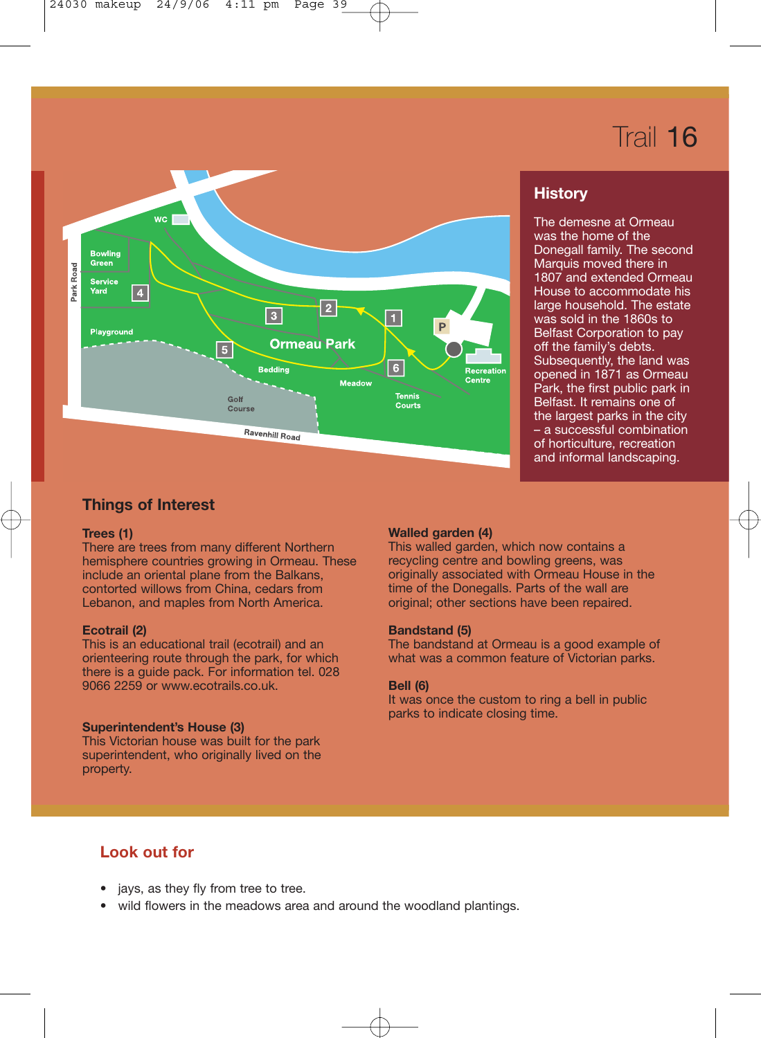# Trail 16

Park Road

Bowling Green

Service Yard

WC

Playground

Golf Course

Ravenhill Road

Ormeau Park

Bedding

Meadow

Tennis Courts

Recreation Centre

P

1 2 3 4 5 6

## History

The demesne at Ormeau was the home of the Donegall family. The second Marquis moved there in 1807 and extended Ormeau House to accommodate his large household. The estate was sold in the 1860s to Belfast Corporation to pay off the family's debts. Subsequently, the land was opened in 1871 as Ormeau Park, the first public park in Belfast. It remains one of the largest parks in the city – a successful combination of horticulture, recreation and informal landscaping.

## Things of Interest

**Trees (1)**
There are trees from many different Northern hemisphere countries growing in Ormeau. These include an oriental plane from the Balkans, contorted willows from China, cedars from Lebanon, and maples from North America.

**Ecotrail (2)**
This is an educational trail (ecotrail) and an orienteering route through the park, for which there is a guide pack. For information tel. 028 9066 2259 or www.ecotrails.co.uk.

**Superintendent's House (3)**
This Victorian house was built for the park superintendent, who originally lived on the property.

**Walled garden (4)**
This walled garden, which now contains a recycling centre and bowling greens, was originally associated with Ormeau House in the time of the Donegalls. Parts of the wall are original; other sections have been repaired.

**Bandstand (5)**
The bandstand at Ormeau is a good example of what was a common feature of Victorian parks.

**Bell (6)**
It was once the custom to ring a bell in public parks to indicate closing time.

## Look out for

- jays, as they fly from tree to tree.
- wild flowers in the meadows area and around the woodland plantings.